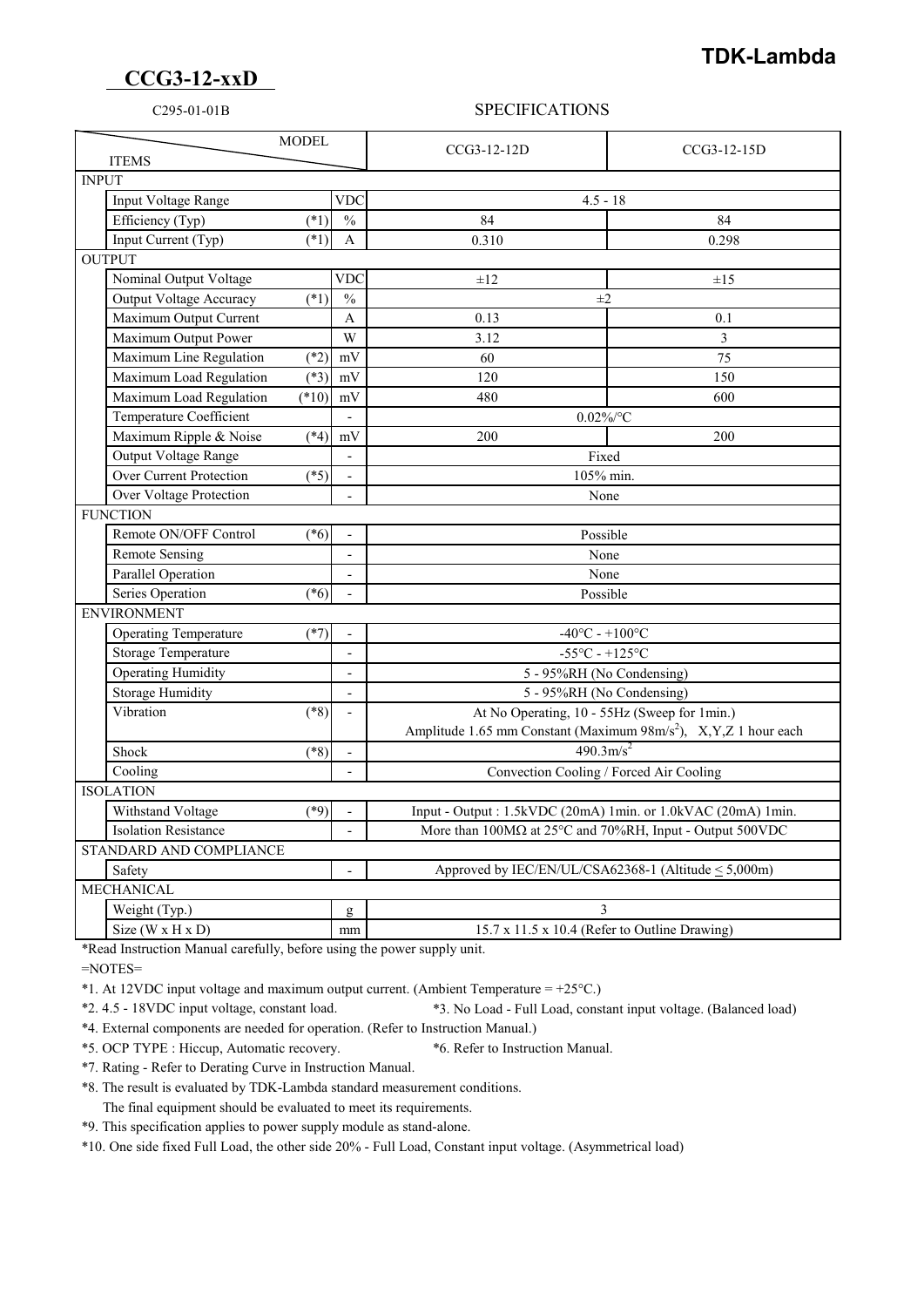# TDK-Lambda

## CCG3-12-xxD

C295-01-01B

SPECIFICATIONS

| ITEMS | | MODEL | CCG3-12-12D | CCG3-12-15D |
|---|---|---|---|---|
| **INPUT** | | | | |
| Input Voltage Range | | VDC | 4.5 - 18 | |
| Efficiency (Typ) | (*1) | % | 84 | 84 |
| Input Current (Typ) | (*1) | A | 0.310 | 0.298 |
| **OUTPUT** | | | | |
| Nominal Output Voltage | | VDC | ±12 | ±15 |
| Output Voltage Accuracy | (*1) | % | ±2 | |
| Maximum Output Current | | A | 0.13 | 0.1 |
| Maximum Output Power | | W | 3.12 | 3 |
| Maximum Line Regulation | (*2) | mV | 60 | 75 |
| Maximum Load Regulation | (*3) | mV | 120 | 150 |
| Maximum Load Regulation | (*10) | mV | 480 | 600 |
| Temperature Coefficient | | - | 0.02%/°C | |
| Maximum Ripple & Noise | (*4) | mV | 200 | 200 |
| Output Voltage Range | | - | Fixed | |
| Over Current Protection | (*5) | - | 105% min. | |
| Over Voltage Protection | | - | None | |
| **FUNCTION** | | | | |
| Remote ON/OFF Control | (*6) | - | Possible | |
| Remote Sensing | | - | None | |
| Parallel Operation | | - | None | |
| Series Operation | (*6) | - | Possible | |
| **ENVIRONMENT** | | | | |
| Operating Temperature | (*7) | - | -40°C - +100°C | |
| Storage Temperature | | - | -55°C - +125°C | |
| Operating Humidity | | - | 5 - 95%RH (No Condensing) | |
| Storage Humidity | | - | 5 - 95%RH (No Condensing) | |
| Vibration | (*8) | - | At No Operating, 10 - 55Hz (Sweep for 1min.) Amplitude 1.65 mm Constant (Maximum 98m/s$^2$), X,Y,Z 1 hour each | |
| Shock | (*8) | - | 490.3m/s$^2$ | |
| Cooling | | - | Convection Cooling / Forced Air Cooling | |
| **ISOLATION** | | | | |
| Withstand Voltage | (*9) | - | Input - Output : 1.5kVDC (20mA) 1min. or 1.0kVAC (20mA) 1min. | |
| Isolation Resistance | | - | More than 100MΩ at 25°C and 70%RH, Input - Output 500VDC | |
| **STANDARD AND COMPLIANCE** | | | | |
| Safety | | - | Approved by IEC/EN/UL/CSA62368-1 (Altitude ≤ 5,000m) | |
| **MECHANICAL** | | | | |
| Weight (Typ.) | | g | 3 | |
| Size (W x H x D) | | mm | 15.7 x 11.5 x 10.4 (Refer to Outline Drawing) | |

*Read Instruction Manual carefully, before using the power supply unit.

=NOTES=

*1. At 12VDC input voltage and maximum output current. (Ambient Temperature = +25°C.)

*2. 4.5 - 18VDC input voltage, constant load.

*3. No Load - Full Load, constant input voltage. (Balanced load)

*4. External components are needed for operation. (Refer to Instruction Manual.)

*5. OCP TYPE : Hiccup, Automatic recovery.

*6. Refer to Instruction Manual.

*7. Rating - Refer to Derating Curve in Instruction Manual.

*8. The result is evaluated by TDK-Lambda standard measurement conditions.
The final equipment should be evaluated to meet its requirements.

*9. This specification applies to power supply module as stand-alone.

*10. One side fixed Full Load, the other side 20% - Full Load, Constant input voltage. (Asymmetrical load)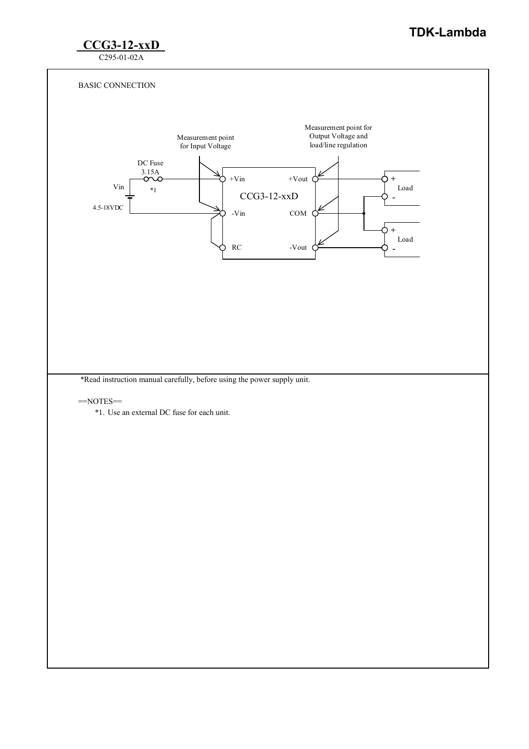**TDK-Lambda**

## CCG3-12-xxD

C295-01-02A

BASIC CONNECTION

Measurement point for Input Voltage

Measurement point for Output Voltage and load/line regulation

DC Fuse 3.15A

*1

Vin

4.5-18VDC

+Vin

-Vin

RC

CCG3-12-xxD

+Vout

COM

-Vout

+ Load -

+ Load -

*Read instruction manual carefully, before using the power supply unit.

==NOTES==

*1. Use an external DC fuse for each unit.